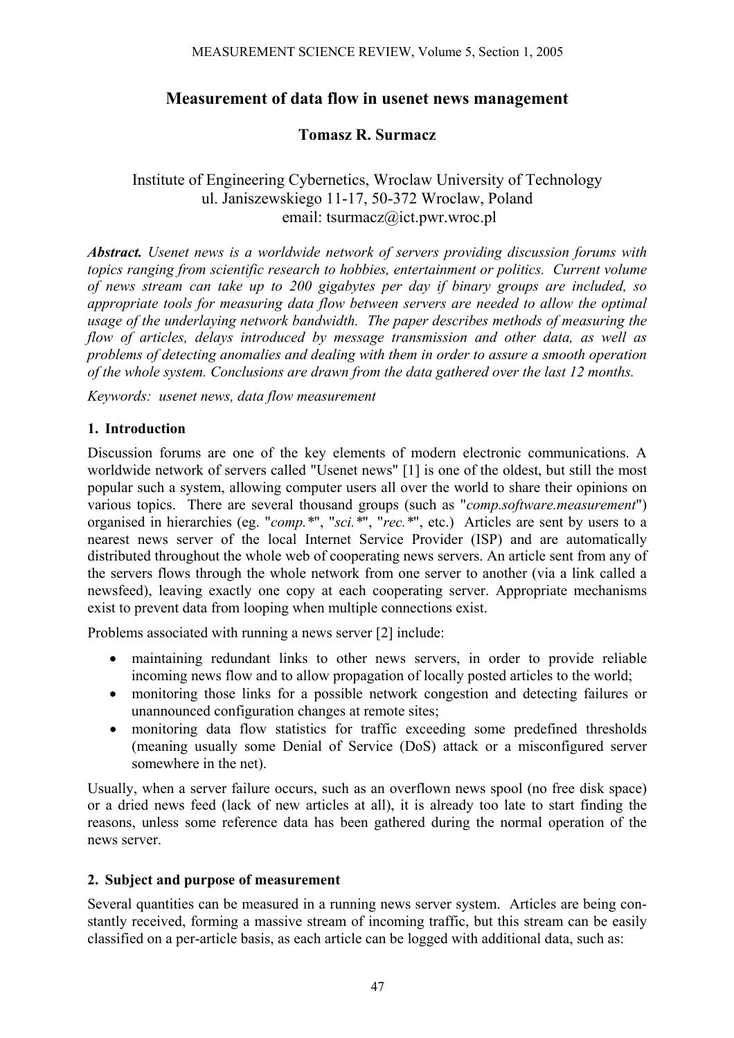# Measurement of data flow in usenet news management

**Tomasz R. Surmacz**

Institute of Engineering Cybernetics, Wroclaw University of Technology
ul. Janiszewskiego 11-17, 50-372 Wroclaw, Poland
email: tsurmacz@ict.pwr.wroc.pl

***Abstract.*** *Usenet news is a worldwide network of servers providing discussion forums with topics ranging from scientific research to hobbies, entertainment or politics. Current volume of news stream can take up to 200 gigabytes per day if binary groups are included, so appropriate tools for measuring data flow between servers are needed to allow the optimal usage of the underlaying network bandwidth. The paper describes methods of measuring the flow of articles, delays introduced by message transmission and other data, as well as problems of detecting anomalies and dealing with them in order to assure a smooth operation of the whole system. Conclusions are drawn from the data gathered over the last 12 months.*

*Keywords: usenet news, data flow measurement*

## 1. Introduction

Discussion forums are one of the key elements of modern electronic communications. A worldwide network of servers called "Usenet news" [1] is one of the oldest, but still the most popular such a system, allowing computer users all over the world to share their opinions on various topics. There are several thousand groups (such as "*comp.software.measurement*") organised in hierarchies (eg. "*comp.**", "*sci.**", "*rec.**", etc.) Articles are sent by users to a nearest news server of the local Internet Service Provider (ISP) and are automatically distributed throughout the whole web of cooperating news servers. An article sent from any of the servers flows through the whole network from one server to another (via a link called a newsfeed), leaving exactly one copy at each cooperating server. Appropriate mechanisms exist to prevent data from looping when multiple connections exist.

Problems associated with running a news server [2] include:

- maintaining redundant links to other news servers, in order to provide reliable incoming news flow and to allow propagation of locally posted articles to the world;
- monitoring those links for a possible network congestion and detecting failures or unannounced configuration changes at remote sites;
- monitoring data flow statistics for traffic exceeding some predefined thresholds (meaning usually some Denial of Service (DoS) attack or a misconfigured server somewhere in the net).

Usually, when a server failure occurs, such as an overflown news spool (no free disk space) or a dried news feed (lack of new articles at all), it is already too late to start finding the reasons, unless some reference data has been gathered during the normal operation of the news server.

## 2. Subject and purpose of measurement

Several quantities can be measured in a running news server system. Articles are being constantly received, forming a massive stream of incoming traffic, but this stream can be easily classified on a per-article basis, as each article can be logged with additional data, such as: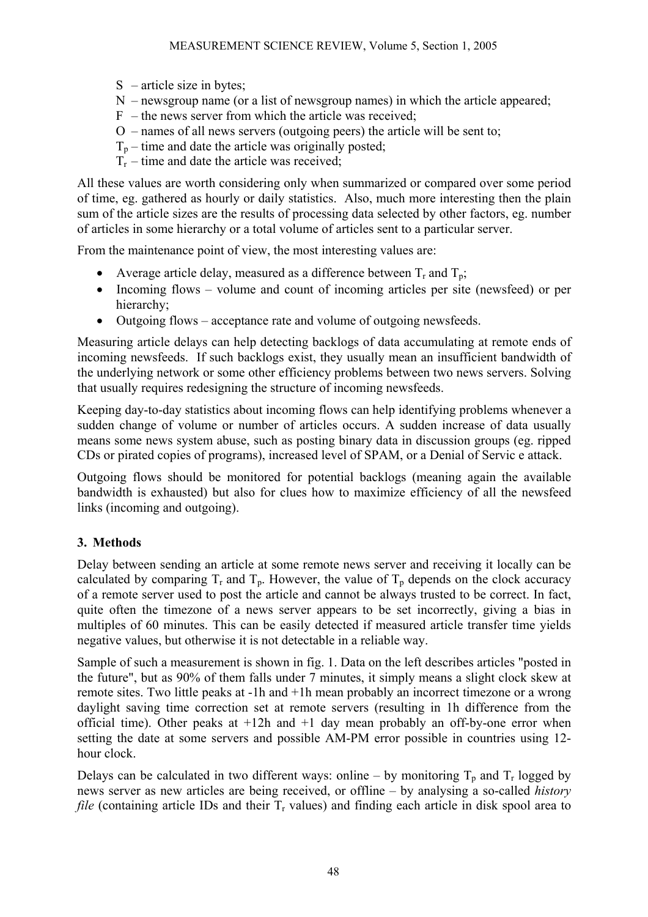- S – article size in bytes;
- N – newsgroup name (or a list of newsgroup names) in which the article appeared;
- F – the news server from which the article was received;
- O – names of all news servers (outgoing peers) the article will be sent to;
- $T_p$ – time and date the article was originally posted;
- $T_r$ – time and date the article was received;

All these values are worth considering only when summarized or compared over some period of time, eg. gathered as hourly or daily statistics. Also, much more interesting then the plain sum of the article sizes are the results of processing data selected by other factors, eg. number of articles in some hierarchy or a total volume of articles sent to a particular server.

From the maintenance point of view, the most interesting values are:

- Average article delay, measured as a difference between $T_r$ and $T_p$;
- Incoming flows – volume and count of incoming articles per site (newsfeed) or per hierarchy;
- Outgoing flows – acceptance rate and volume of outgoing newsfeeds.

Measuring article delays can help detecting backlogs of data accumulating at remote ends of incoming newsfeeds. If such backlogs exist, they usually mean an insufficient bandwidth of the underlying network or some other efficiency problems between two news servers. Solving that usually requires redesigning the structure of incoming newsfeeds.

Keeping day-to-day statistics about incoming flows can help identifying problems whenever a sudden change of volume or number of articles occurs. A sudden increase of data usually means some news system abuse, such as posting binary data in discussion groups (eg. ripped CDs or pirated copies of programs), increased level of SPAM, or a Denial of Servic e attack.

Outgoing flows should be monitored for potential backlogs (meaning again the available bandwidth is exhausted) but also for clues how to maximize efficiency of all the newsfeed links (incoming and outgoing).

## 3. Methods

Delay between sending an article at some remote news server and receiving it locally can be calculated by comparing $T_r$ and $T_p$. However, the value of $T_p$ depends on the clock accuracy of a remote server used to post the article and cannot be always trusted to be correct. In fact, quite often the timezone of a news server appears to be set incorrectly, giving a bias in multiples of 60 minutes. This can be easily detected if measured article transfer time yields negative values, but otherwise it is not detectable in a reliable way.

Sample of such a measurement is shown in fig. 1. Data on the left describes articles "posted in the future", but as 90% of them falls under 7 minutes, it simply means a slight clock skew at remote sites. Two little peaks at -1h and +1h mean probably an incorrect timezone or a wrong daylight saving time correction set at remote servers (resulting in 1h difference from the official time). Other peaks at +12h and +1 day mean probably an off-by-one error when setting the date at some servers and possible AM-PM error possible in countries using 12-hour clock.

Delays can be calculated in two different ways: online – by monitoring $T_p$ and $T_r$ logged by news server as new articles are being received, or offline – by analysing a so-called *history file* (containing article IDs and their $T_r$ values) and finding each article in disk spool area to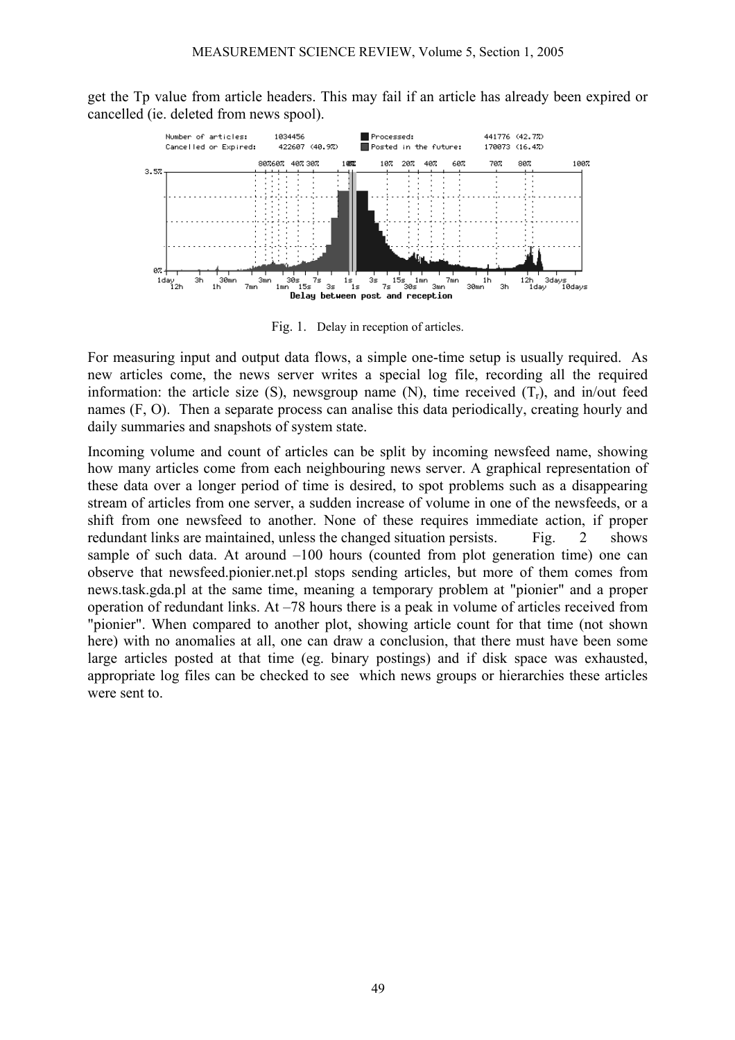get the Tp value from article headers. This may fail if an article has already been expired or cancelled (ie. deleted from news spool).

Fig. 1. Delay in reception of articles.

For measuring input and output data flows, a simple one-time setup is usually required. As new articles come, the news server writes a special log file, recording all the required information: the article size (S), newsgroup name (N), time received ($T_r$), and in/out feed names (F, O). Then a separate process can analise this data periodically, creating hourly and daily summaries and snapshots of system state.

Incoming volume and count of articles can be split by incoming newsfeed name, showing how many articles come from each neighbouring news server. A graphical representation of these data over a longer period of time is desired, to spot problems such as a disappearing stream of articles from one server, a sudden increase of volume in one of the newsfeeds, or a shift from one newsfeed to another. None of these requires immediate action, if proper redundant links are maintained, unless the changed situation persists. Fig. 2 shows sample of such data. At around –100 hours (counted from plot generation time) one can observe that newsfeed.pionier.net.pl stops sending articles, but more of them comes from news.task.gda.pl at the same time, meaning a temporary problem at "pionier" and a proper operation of redundant links. At –78 hours there is a peak in volume of articles received from "pionier". When compared to another plot, showing article count for that time (not shown here) with no anomalies at all, one can draw a conclusion, that there must have been some large articles posted at that time (eg. binary postings) and if disk space was exhausted, appropriate log files can be checked to see which news groups or hierarchies these articles were sent to.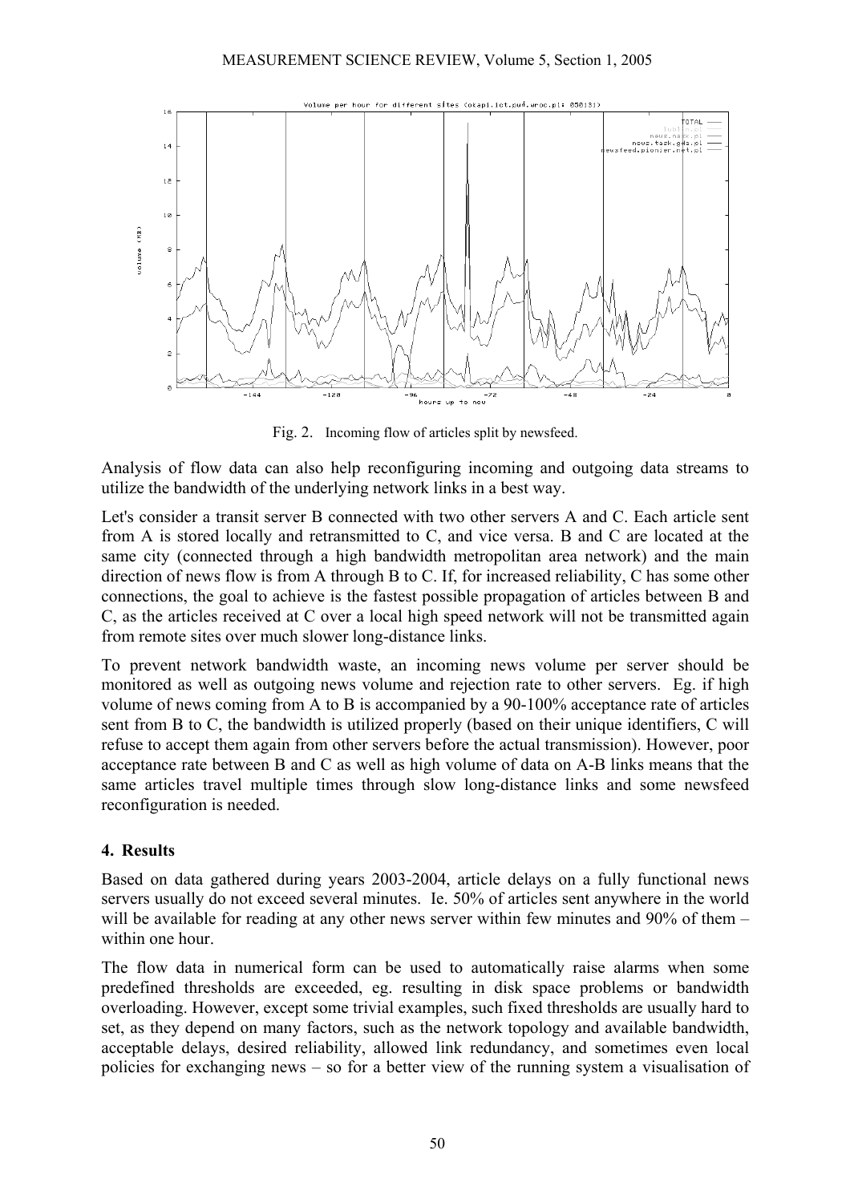Fig. 2. Incoming flow of articles split by newsfeed.

Analysis of flow data can also help reconfiguring incoming and outgoing data streams to utilize the bandwidth of the underlying network links in a best way.

Let's consider a transit server B connected with two other servers A and C. Each article sent from A is stored locally and retransmitted to C, and vice versa. B and C are located at the same city (connected through a high bandwidth metropolitan area network) and the main direction of news flow is from A through B to C. If, for increased reliability, C has some other connections, the goal to achieve is the fastest possible propagation of articles between B and C, as the articles received at C over a local high speed network will not be transmitted again from remote sites over much slower long-distance links.

To prevent network bandwidth waste, an incoming news volume per server should be monitored as well as outgoing news volume and rejection rate to other servers. Eg. if high volume of news coming from A to B is accompanied by a 90-100% acceptance rate of articles sent from B to C, the bandwidth is utilized properly (based on their unique identifiers, C will refuse to accept them again from other servers before the actual transmission). However, poor acceptance rate between B and C as well as high volume of data on A-B links means that the same articles travel multiple times through slow long-distance links and some newsfeed reconfiguration is needed.

## 4. Results

Based on data gathered during years 2003-2004, article delays on a fully functional news servers usually do not exceed several minutes. Ie. 50% of articles sent anywhere in the world will be available for reading at any other news server within few minutes and 90% of them – within one hour.

The flow data in numerical form can be used to automatically raise alarms when some predefined thresholds are exceeded, eg. resulting in disk space problems or bandwidth overloading. However, except some trivial examples, such fixed thresholds are usually hard to set, as they depend on many factors, such as the network topology and available bandwidth, acceptable delays, desired reliability, allowed link redundancy, and sometimes even local policies for exchanging news – so for a better view of the running system a visualisation of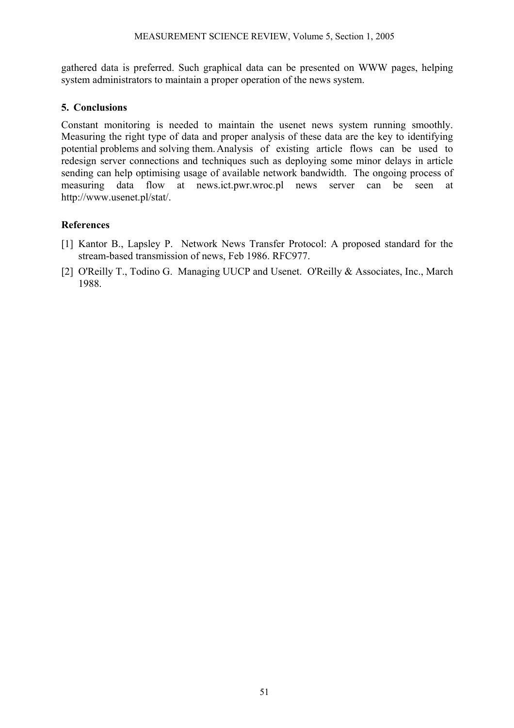gathered data is preferred. Such graphical data can be presented on WWW pages, helping system administrators to maintain a proper operation of the news system.

## 5. Conclusions

Constant monitoring is needed to maintain the usenet news system running smoothly. Measuring the right type of data and proper analysis of these data are the key to identifying potential problems and solving them. Analysis of existing article flows can be used to redesign server connections and techniques such as deploying some minor delays in article sending can help optimising usage of available network bandwidth. The ongoing process of measuring data flow at news.ict.pwr.wroc.pl news server can be seen at http://www.usenet.pl/stat/.

## References

[1] Kantor B., Lapsley P. Network News Transfer Protocol: A proposed standard for the stream-based transmission of news, Feb 1986. RFC977.

[2] O'Reilly T., Todino G. Managing UUCP and Usenet. O'Reilly & Associates, Inc., March 1988.